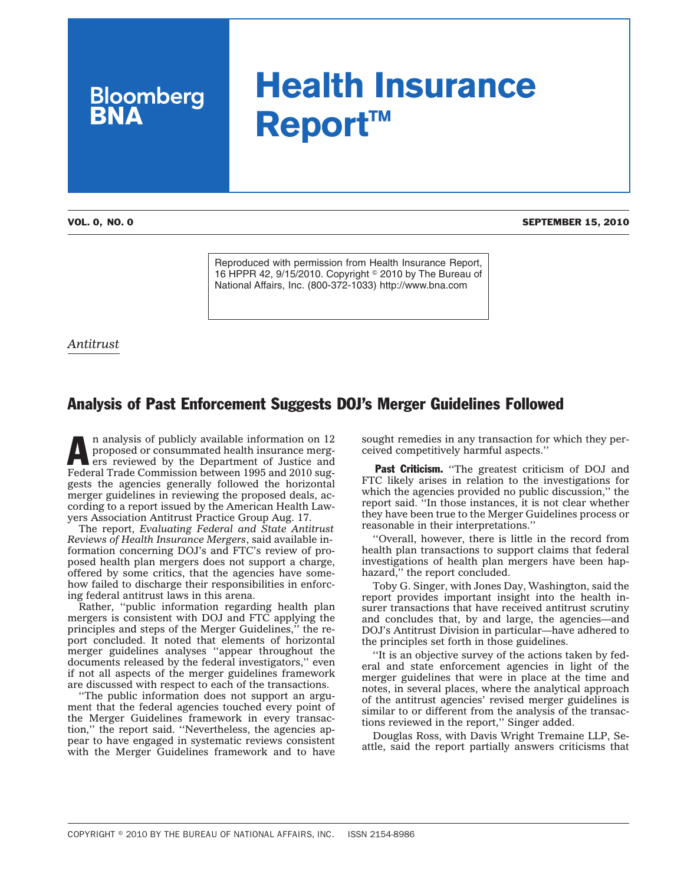# Health Insurance Report™

Bloomberg BNA

VOL. 0, NO. 0 — SEPTEMBER 15, 2010

Reproduced with permission from Health Insurance Report, 16 HPPR 42, 9/15/2010. Copyright © 2010 by The Bureau of National Affairs, Inc. (800-372-1033) http://www.bna.com

*Antitrust*

## Analysis of Past Enforcement Suggests DOJ's Merger Guidelines Followed

An analysis of publicly available information on 12 proposed or consummated health insurance mergers reviewed by the Department of Justice and Federal Trade Commission between 1995 and 2010 suggests the agencies generally followed the horizontal merger guidelines in reviewing the proposed deals, according to a report issued by the American Health Lawyers Association Antitrust Practice Group Aug. 17.

The report, *Evaluating Federal and State Antitrust Reviews of Health Insurance Mergers*, said available information concerning DOJ's and FTC's review of proposed health plan mergers does not support a charge, offered by some critics, that the agencies have somehow failed to discharge their responsibilities in enforcing federal antitrust laws in this arena.

Rather, ''public information regarding health plan mergers is consistent with DOJ and FTC applying the principles and steps of the Merger Guidelines,'' the report concluded. It noted that elements of horizontal merger guidelines analyses ''appear throughout the documents released by the federal investigators,'' even if not all aspects of the merger guidelines framework are discussed with respect to each of the transactions.

''The public information does not support an argument that the federal agencies touched every point of the Merger Guidelines framework in every transaction,'' the report said. ''Nevertheless, the agencies appear to have engaged in systematic reviews consistent with the Merger Guidelines framework and to have sought remedies in any transaction for which they perceived competitively harmful aspects.''

**Past Criticism.** ''The greatest criticism of DOJ and FTC likely arises in relation to the investigations for which the agencies provided no public discussion,'' the report said. ''In those instances, it is not clear whether they have been true to the Merger Guidelines process or reasonable in their interpretations.''

''Overall, however, there is little in the record from health plan transactions to support claims that federal investigations of health plan mergers have been haphazard,'' the report concluded.

Toby G. Singer, with Jones Day, Washington, said the report provides important insight into the health insurer transactions that have received antitrust scrutiny and concludes that, by and large, the agencies—and DOJ's Antitrust Division in particular—have adhered to the principles set forth in those guidelines.

''It is an objective survey of the actions taken by federal and state enforcement agencies in light of the merger guidelines that were in place at the time and notes, in several places, where the analytical approach of the antitrust agencies' revised merger guidelines is similar to or different from the analysis of the transactions reviewed in the report,'' Singer added.

Douglas Ross, with Davis Wright Tremaine LLP, Seattle, said the report partially answers criticisms that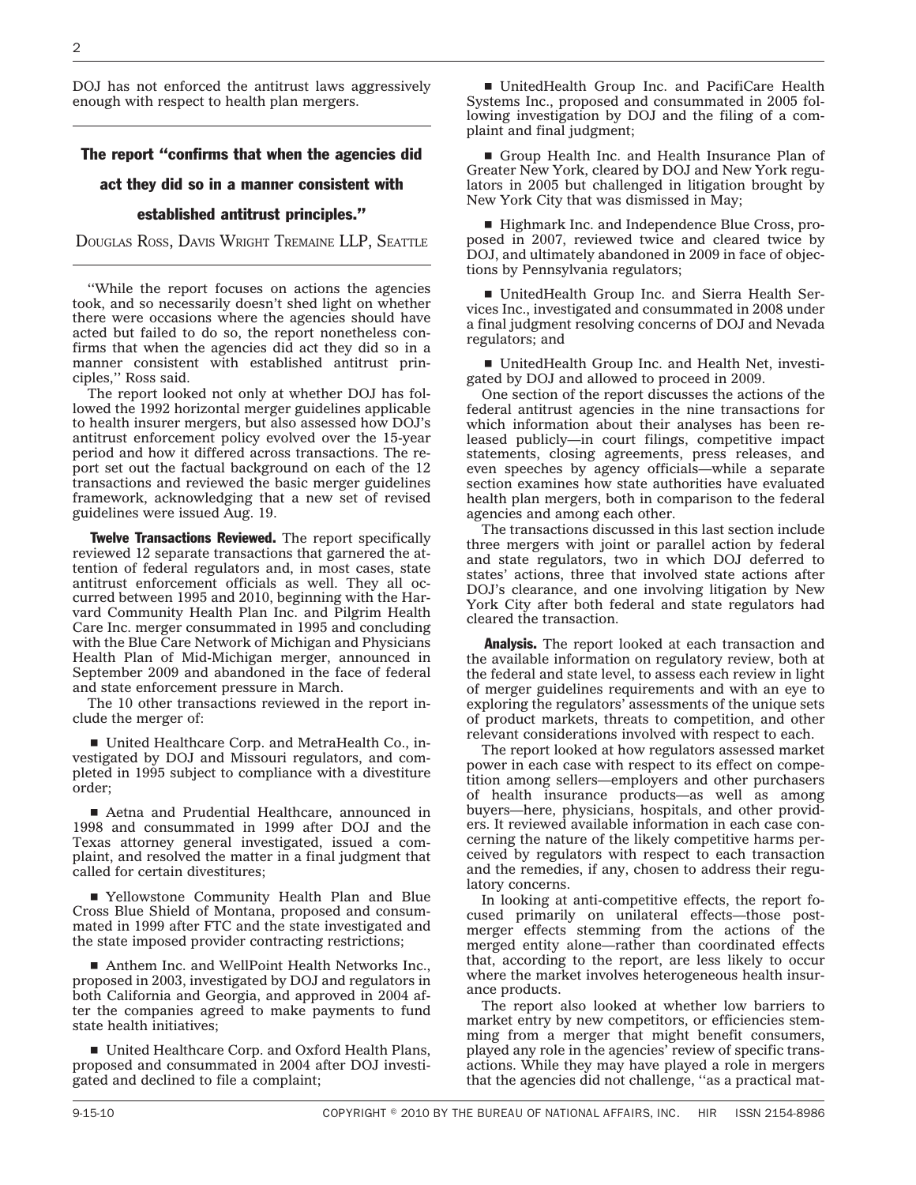DOJ has not enforced the antitrust laws aggressively enough with respect to health plan mergers.

**The report "confirms that when the agencies did act they did so in a manner consistent with established antitrust principles."**

DOUGLAS ROSS, DAVIS WRIGHT TREMAINE LLP, SEATTLE

''While the report focuses on actions the agencies took, and so necessarily doesn't shed light on whether there were occasions where the agencies should have acted but failed to do so, the report nonetheless confirms that when the agencies did act they did so in a manner consistent with established antitrust principles,'' Ross said.

The report looked not only at whether DOJ has followed the 1992 horizontal merger guidelines applicable to health insurer mergers, but also assessed how DOJ's antitrust enforcement policy evolved over the 15-year period and how it differed across transactions. The report set out the factual background on each of the 12 transactions and reviewed the basic merger guidelines framework, acknowledging that a new set of revised guidelines were issued Aug. 19.

**Twelve Transactions Reviewed.** The report specifically reviewed 12 separate transactions that garnered the attention of federal regulators and, in most cases, state antitrust enforcement officials as well. They all occurred between 1995 and 2010, beginning with the Harvard Community Health Plan Inc. and Pilgrim Health Care Inc. merger consummated in 1995 and concluding with the Blue Care Network of Michigan and Physicians Health Plan of Mid-Michigan merger, announced in September 2009 and abandoned in the face of federal and state enforcement pressure in March.

The 10 other transactions reviewed in the report include the merger of:

- United Healthcare Corp. and MetraHealth Co., investigated by DOJ and Missouri regulators, and completed in 1995 subject to compliance with a divestiture order;
- Aetna and Prudential Healthcare, announced in 1998 and consummated in 1999 after DOJ and the Texas attorney general investigated, issued a complaint, and resolved the matter in a final judgment that called for certain divestitures;
- Yellowstone Community Health Plan and Blue Cross Blue Shield of Montana, proposed and consummated in 1999 after FTC and the state investigated and the state imposed provider contracting restrictions;
- Anthem Inc. and WellPoint Health Networks Inc., proposed in 2003, investigated by DOJ and regulators in both California and Georgia, and approved in 2004 after the companies agreed to make payments to fund state health initiatives;
- United Healthcare Corp. and Oxford Health Plans, proposed and consummated in 2004 after DOJ investigated and declined to file a complaint;
- UnitedHealth Group Inc. and PacifiCare Health Systems Inc., proposed and consummated in 2005 following investigation by DOJ and the filing of a complaint and final judgment;
- Group Health Inc. and Health Insurance Plan of Greater New York, cleared by DOJ and New York regulators in 2005 but challenged in litigation brought by New York City that was dismissed in May;
- Highmark Inc. and Independence Blue Cross, proposed in 2007, reviewed twice and cleared twice by DOJ, and ultimately abandoned in 2009 in face of objections by Pennsylvania regulators;
- UnitedHealth Group Inc. and Sierra Health Services Inc., investigated and consummated in 2008 under a final judgment resolving concerns of DOJ and Nevada regulators; and
- UnitedHealth Group Inc. and Health Net, investigated by DOJ and allowed to proceed in 2009.

One section of the report discusses the actions of the federal antitrust agencies in the nine transactions for which information about their analyses has been released publicly—in court filings, competitive impact statements, closing agreements, press releases, and even speeches by agency officials—while a separate section examines how state authorities have evaluated health plan mergers, both in comparison to the federal agencies and among each other.

The transactions discussed in this last section include three mergers with joint or parallel action by federal and state regulators, two in which DOJ deferred to states' actions, three that involved state actions after DOJ's clearance, and one involving litigation by New York City after both federal and state regulators had cleared the transaction.

**Analysis.** The report looked at each transaction and the available information on regulatory review, both at the federal and state level, to assess each review in light of merger guidelines requirements and with an eye to exploring the regulators' assessments of the unique sets of product markets, threats to competition, and other relevant considerations involved with respect to each.

The report looked at how regulators assessed market power in each case with respect to its effect on competition among sellers—employers and other purchasers of health insurance products—as well as among buyers—here, physicians, hospitals, and other providers. It reviewed available information in each case concerning the nature of the likely competitive harms perceived by regulators with respect to each transaction and the remedies, if any, chosen to address their regulatory concerns.

In looking at anti-competitive effects, the report focused primarily on unilateral effects—those post-merger effects stemming from the actions of the merged entity alone—rather than coordinated effects that, according to the report, are less likely to occur where the market involves heterogeneous health insurance products.

The report also looked at whether low barriers to market entry by new competitors, or efficiencies stemming from a merger that might benefit consumers, played any role in the agencies' review of specific transactions. While they may have played a role in mergers that the agencies did not challenge, ''as a practical mat-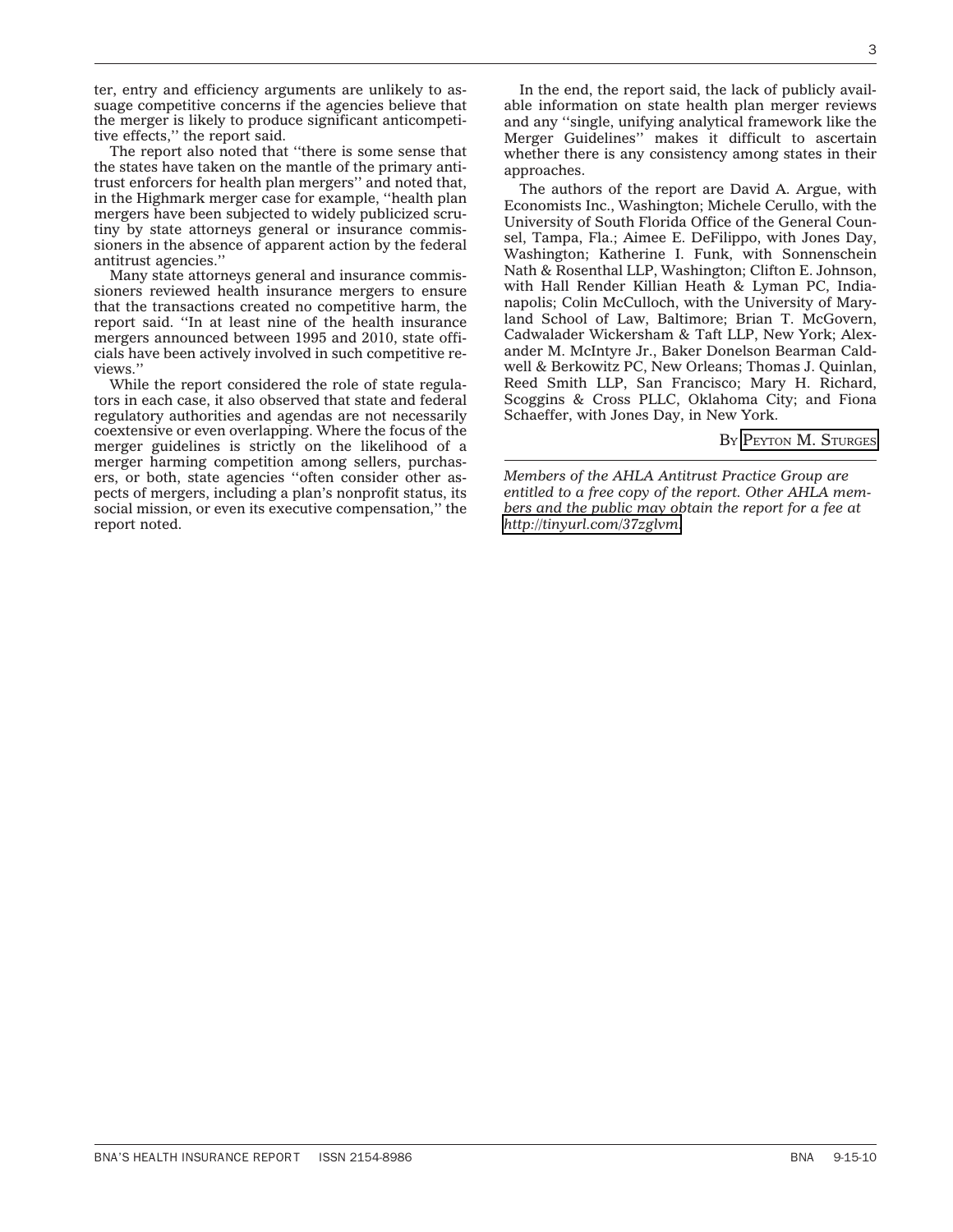ter, entry and efficiency arguments are unlikely to assuage competitive concerns if the agencies believe that the merger is likely to produce significant anticompetitive effects,'' the report said.

The report also noted that ''there is some sense that the states have taken on the mantle of the primary antitrust enforcers for health plan mergers'' and noted that, in the Highmark merger case for example, ''health plan mergers have been subjected to widely publicized scrutiny by state attorneys general or insurance commissioners in the absence of apparent action by the federal antitrust agencies.''

Many state attorneys general and insurance commissioners reviewed health insurance mergers to ensure that the transactions created no competitive harm, the report said. ''In at least nine of the health insurance mergers announced between 1995 and 2010, state officials have been actively involved in such competitive reviews.''

While the report considered the role of state regulators in each case, it also observed that state and federal regulatory authorities and agendas are not necessarily coextensive or even overlapping. Where the focus of the merger guidelines is strictly on the likelihood of a merger harming competition among sellers, purchasers, or both, state agencies ''often consider other aspects of mergers, including a plan's nonprofit status, its social mission, or even its executive compensation,'' the report noted.

In the end, the report said, the lack of publicly available information on state health plan merger reviews and any ''single, unifying analytical framework like the Merger Guidelines'' makes it difficult to ascertain whether there is any consistency among states in their approaches.

The authors of the report are David A. Argue, with Economists Inc., Washington; Michele Cerullo, with the University of South Florida Office of the General Counsel, Tampa, Fla.; Aimee E. DeFilippo, with Jones Day, Washington; Katherine I. Funk, with Sonnenschein Nath & Rosenthal LLP, Washington; Clifton E. Johnson, with Hall Render Killian Heath & Lyman PC, Indianapolis; Colin McCulloch, with the University of Maryland School of Law, Baltimore; Brian T. McGovern, Cadwalader Wickersham & Taft LLP, New York; Alexander M. McIntyre Jr., Baker Donelson Bearman Caldwell & Berkowitz PC, New Orleans; Thomas J. Quinlan, Reed Smith LLP, San Francisco; Mary H. Richard, Scoggins & Cross PLLC, Oklahoma City; and Fiona Schaeffer, with Jones Day, in New York.

BY PEYTON M. STURGES

*Members of the AHLA Antitrust Practice Group are entitled to a free copy of the report. Other AHLA members and the public may obtain the report for a fee at http://tinyurl.com/37zglvm.*